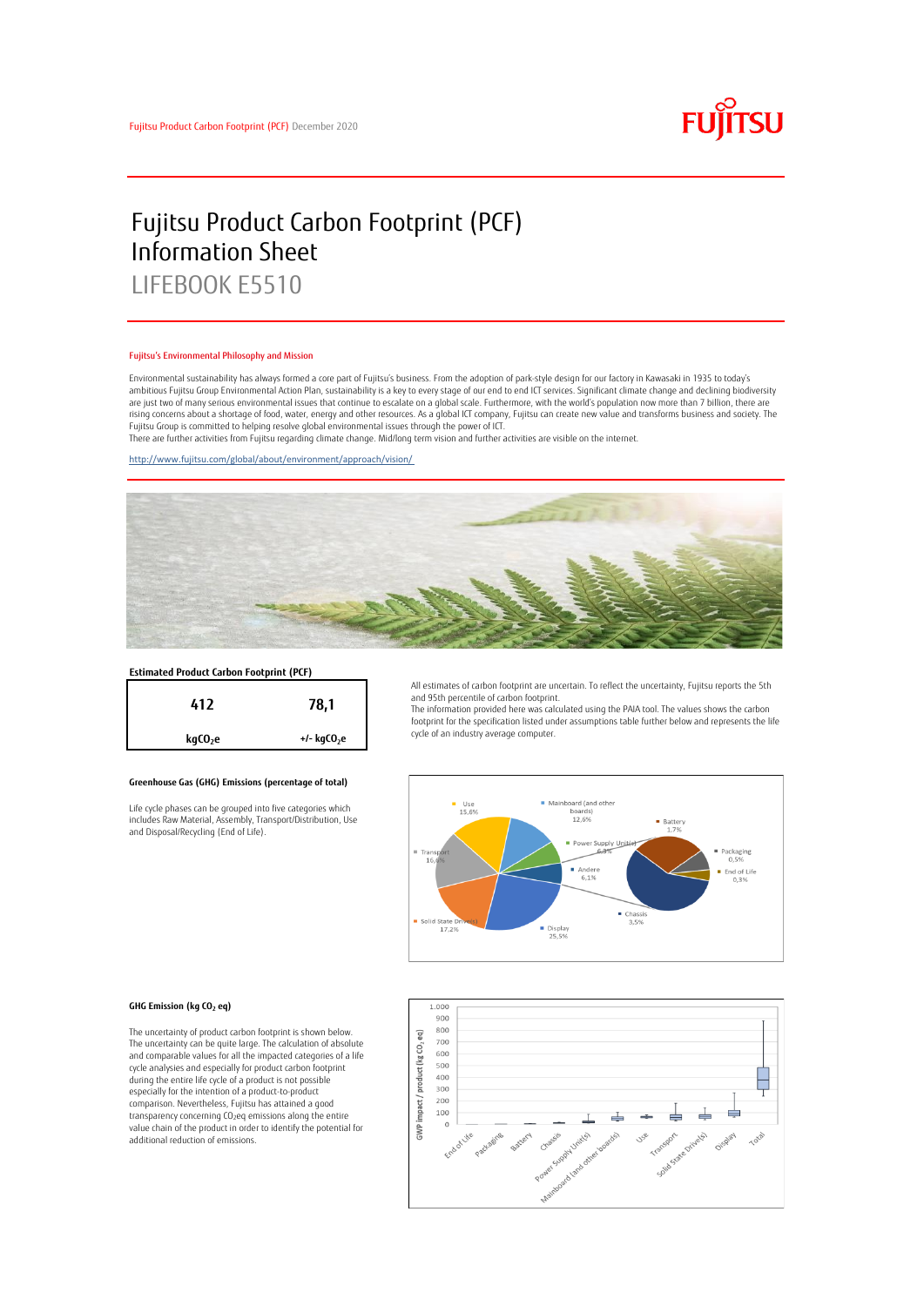Fujitsu Product Carbon Footprint (PCF) December 2020

# Fujitsu Product Carbon Footprint (PCF) Information Sheet
## LIFEBOOK E5510

### Fujitsu's Environmental Philosophy and Mission

Environmental sustainability has always formed a core part of Fujitsu's business. From the adoption of park-style design for our factory in Kawasaki in 1935 to today's ambitious Fujitsu Group Environmental Action Plan, sustainability is a key to every stage of our end to end ICT services. Significant climate change and declining biodiversity are just two of many serious environmental issues that continue to escalate on a global scale. Furthermore, with the world's population now more than 7 billion, there are rising concerns about a shortage of food, water, energy and other resources. As a global ICT company, Fujitsu can create new value and transforms business and society. The Fujitsu Group is committed to helping resolve global environmental issues through the power of ICT.
There are further activities from Fujitsu regarding climate change. Mid/long term vision and further activities are visible on the internet.

http://www.fujitsu.com/global/about/environment/approach/vision/

### Estimated Product Carbon Footprint (PCF)

| 412 | 78,1 |
|---|---|
| $kgCO_2e$ | +/- $kgCO_2e$ |

All estimates of carbon footprint are uncertain. To reflect the uncertainty, Fujitsu reports the 5th and 95th percentile of carbon footprint.
The information provided here was calculated using the PAIA tool. The values shows the carbon footprint for the specification listed under assumptions table further below and represents the life cycle of an industry average computer.

### Greenhouse Gas (GHG) Emissions (percentage of total)

Life cycle phases can be grouped into five categories which includes Raw Material, Assembly, Transport/Distribution, Use and Disposal/Recycling (End of Life).

Use 15,6%; Mainboard (and other boards) 12,6%; Power Supply Unit(s) 6,3%; Andere 6,1%; Display 25,5%; Solid State Drive(s) 17,2%; Transport 16,6%; Battery 1,7%; Packaging 0,5%; End of Life 0,3%; Chassis 3,5%

### GHG Emission (kg $CO_2$ eq)

The uncertainty of product carbon footprint is shown below. The uncertainty can be quite large. The calculation of absolute and comparable values for all the impacted categories of a life cycle analysises and especially for product carbon footprint during the entire life cycle of a product is not possible especially for the intention of a product-to-product comparison. Nevertheless, Fujitsu has attained a good transparency concerning $CO_2eq$ emissions along the entire value chain of the product in order to identify the potential for additional reduction of emissions.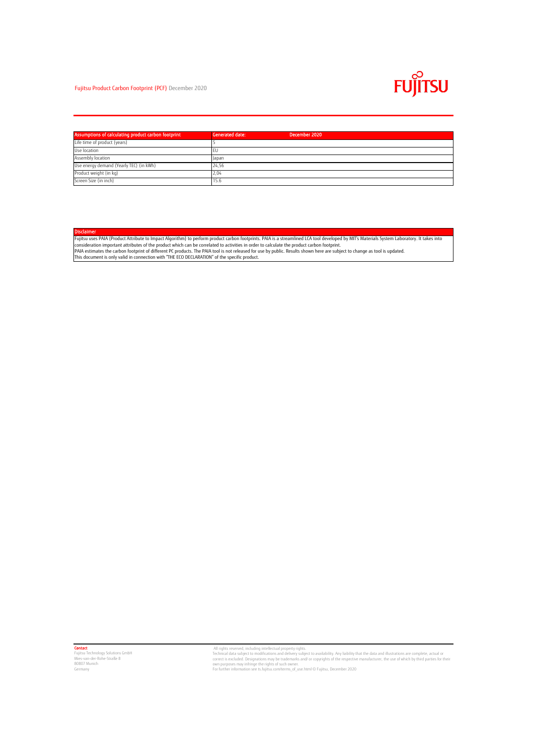| Assumptions of calculating product carbon footprint | Generated date: December 2020 |
|---|---|
| Life time of product (years) | 5 |
| Use location | EU |
| Assembly location | Japan |
| Use energy demand (Yearly TEC) (in kWh) | 24,56 |
| Product weight (in kg) | 2,04 |
| Screen Size (in inch) | 15.6 |

**Disclaimer**

Fujitsu uses PAIA (Product Attribute to Impact Algorithm) to perform product carbon footprints. PAIA is a streamlined LCA tool developed by MIT's Materials System Laboratory. It takes into consideration important attributes of the product which can be correlated to activities in order to calculate the product carbon footprint.
PAIA estimates the carbon footprint of different PC products. The PAIA tool is not released for use by public. Results shown here are subject to change as tool is updated.
This document is only valid in connection with "THE ECO DECLARATION" of the specific product.

**Contact**
Fujitsu Technology Solutions GmbH
Mies-van-der-Rohe-Straße 8
80807 Munich
Germany

All rights reserved, including intellectual property rights.
Technical data subject to modifications and delivery subject to availability. Any liability that the data and illustrations are complete, actual or correct is excluded. Designations may be trademarks and/ or copyrights of the respective manufacturer, the use of which by third parties for their own purposes may infringe the rights of such owner.
For further information see ts.fujitsu.com/terms_of_use.html © Fujitsu, December 2020